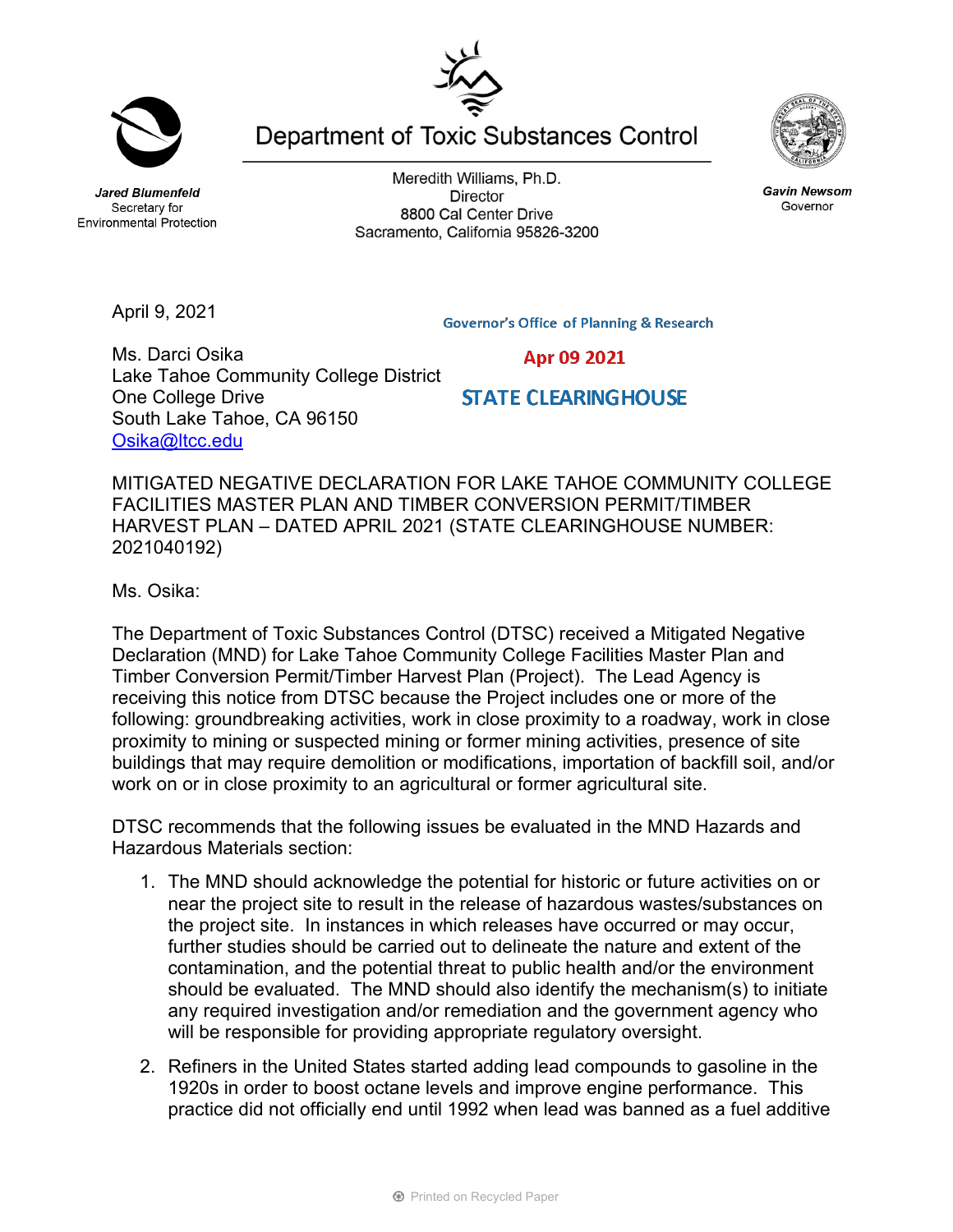# Department of Toxic Substances Control

**Jared Blumenfeld**
Secretary for
Environmental Protection

Meredith Williams, Ph.D.
Director
8800 Cal Center Drive
Sacramento, California 95826-3200

**Gavin Newsom**
Governor

April 9, 2021

Governor's Office of Planning & Research

Apr 09 2021

STATE CLEARINGHOUSE

Ms. Darci Osika
Lake Tahoe Community College District
One College Drive
South Lake Tahoe, CA 96150
Osika@ltcc.edu

MITIGATED NEGATIVE DECLARATION FOR LAKE TAHOE COMMUNITY COLLEGE FACILITIES MASTER PLAN AND TIMBER CONVERSION PERMIT/TIMBER HARVEST PLAN – DATED APRIL 2021 (STATE CLEARINGHOUSE NUMBER: 2021040192)

Ms. Osika:

The Department of Toxic Substances Control (DTSC) received a Mitigated Negative Declaration (MND) for Lake Tahoe Community College Facilities Master Plan and Timber Conversion Permit/Timber Harvest Plan (Project). The Lead Agency is receiving this notice from DTSC because the Project includes one or more of the following: groundbreaking activities, work in close proximity to a roadway, work in close proximity to mining or suspected mining or former mining activities, presence of site buildings that may require demolition or modifications, importation of backfill soil, and/or work on or in close proximity to an agricultural or former agricultural site.

DTSC recommends that the following issues be evaluated in the MND Hazards and Hazardous Materials section:

1. The MND should acknowledge the potential for historic or future activities on or near the project site to result in the release of hazardous wastes/substances on the project site. In instances in which releases have occurred or may occur, further studies should be carried out to delineate the nature and extent of the contamination, and the potential threat to public health and/or the environment should be evaluated. The MND should also identify the mechanism(s) to initiate any required investigation and/or remediation and the government agency who will be responsible for providing appropriate regulatory oversight.

2. Refiners in the United States started adding lead compounds to gasoline in the 1920s in order to boost octane levels and improve engine performance. This practice did not officially end until 1992 when lead was banned as a fuel additive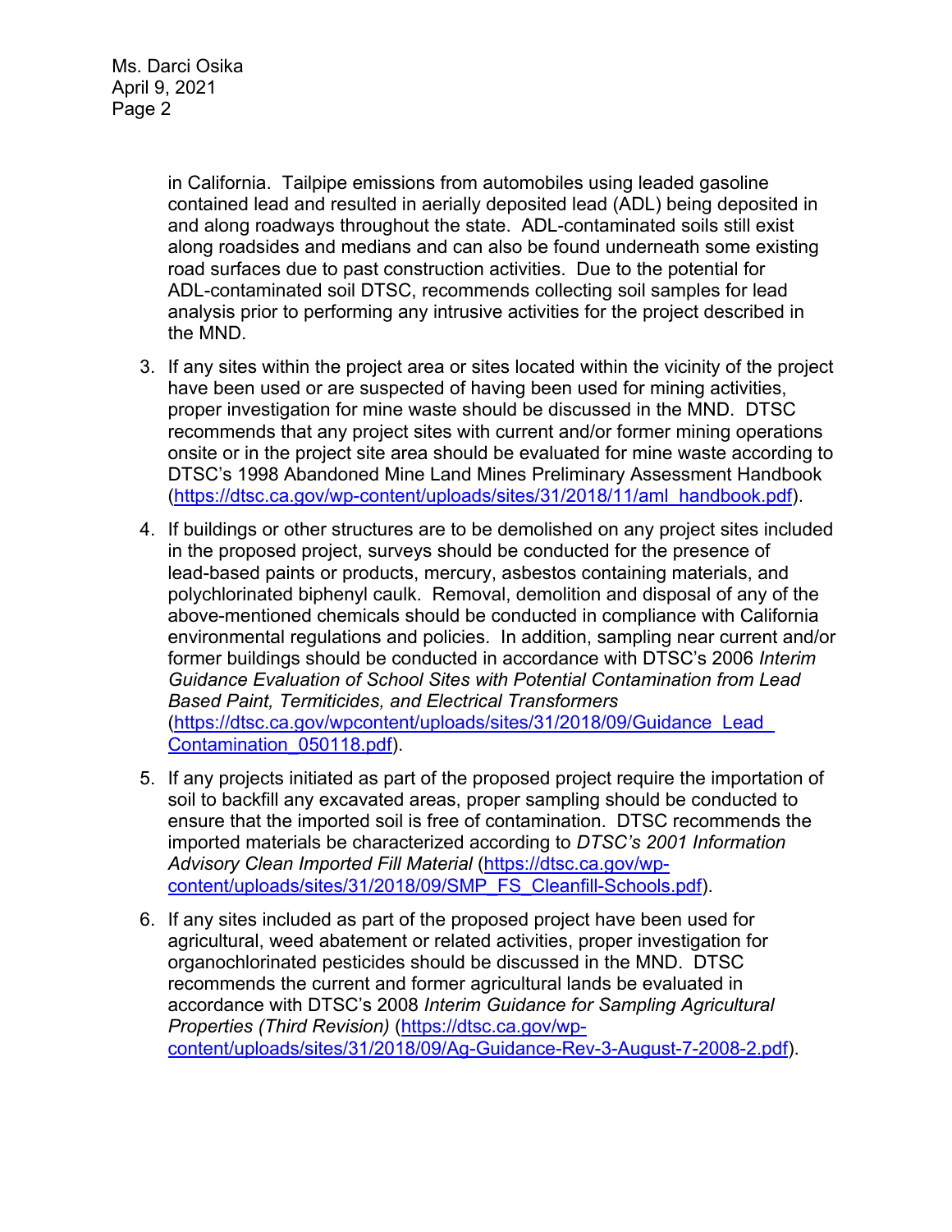in California. Tailpipe emissions from automobiles using leaded gasoline contained lead and resulted in aerially deposited lead (ADL) being deposited in and along roadways throughout the state. ADL-contaminated soils still exist along roadsides and medians and can also be found underneath some existing road surfaces due to past construction activities. Due to the potential for ADL-contaminated soil DTSC, recommends collecting soil samples for lead analysis prior to performing any intrusive activities for the project described in the MND.

3. If any sites within the project area or sites located within the vicinity of the project have been used or are suspected of having been used for mining activities, proper investigation for mine waste should be discussed in the MND. DTSC recommends that any project sites with current and/or former mining operations onsite or in the project site area should be evaluated for mine waste according to DTSC's 1998 Abandoned Mine Land Mines Preliminary Assessment Handbook (https://dtsc.ca.gov/wp-content/uploads/sites/31/2018/11/aml_handbook.pdf).

4. If buildings or other structures are to be demolished on any project sites included in the proposed project, surveys should be conducted for the presence of lead-based paints or products, mercury, asbestos containing materials, and polychlorinated biphenyl caulk. Removal, demolition and disposal of any of the above-mentioned chemicals should be conducted in compliance with California environmental regulations and policies. In addition, sampling near current and/or former buildings should be conducted in accordance with DTSC's 2006 *Interim Guidance Evaluation of School Sites with Potential Contamination from Lead Based Paint, Termiticides, and Electrical Transformers* (https://dtsc.ca.gov/wpcontent/uploads/sites/31/2018/09/Guidance_Lead_Contamination_050118.pdf).

5. If any projects initiated as part of the proposed project require the importation of soil to backfill any excavated areas, proper sampling should be conducted to ensure that the imported soil is free of contamination. DTSC recommends the imported materials be characterized according to *DTSC's 2001 Information Advisory Clean Imported Fill Material* (https://dtsc.ca.gov/wp-content/uploads/sites/31/2018/09/SMP_FS_Cleanfill-Schools.pdf).

6. If any sites included as part of the proposed project have been used for agricultural, weed abatement or related activities, proper investigation for organochlorinated pesticides should be discussed in the MND. DTSC recommends the current and former agricultural lands be evaluated in accordance with DTSC's 2008 *Interim Guidance for Sampling Agricultural Properties (Third Revision)* (https://dtsc.ca.gov/wp-content/uploads/sites/31/2018/09/Ag-Guidance-Rev-3-August-7-2008-2.pdf).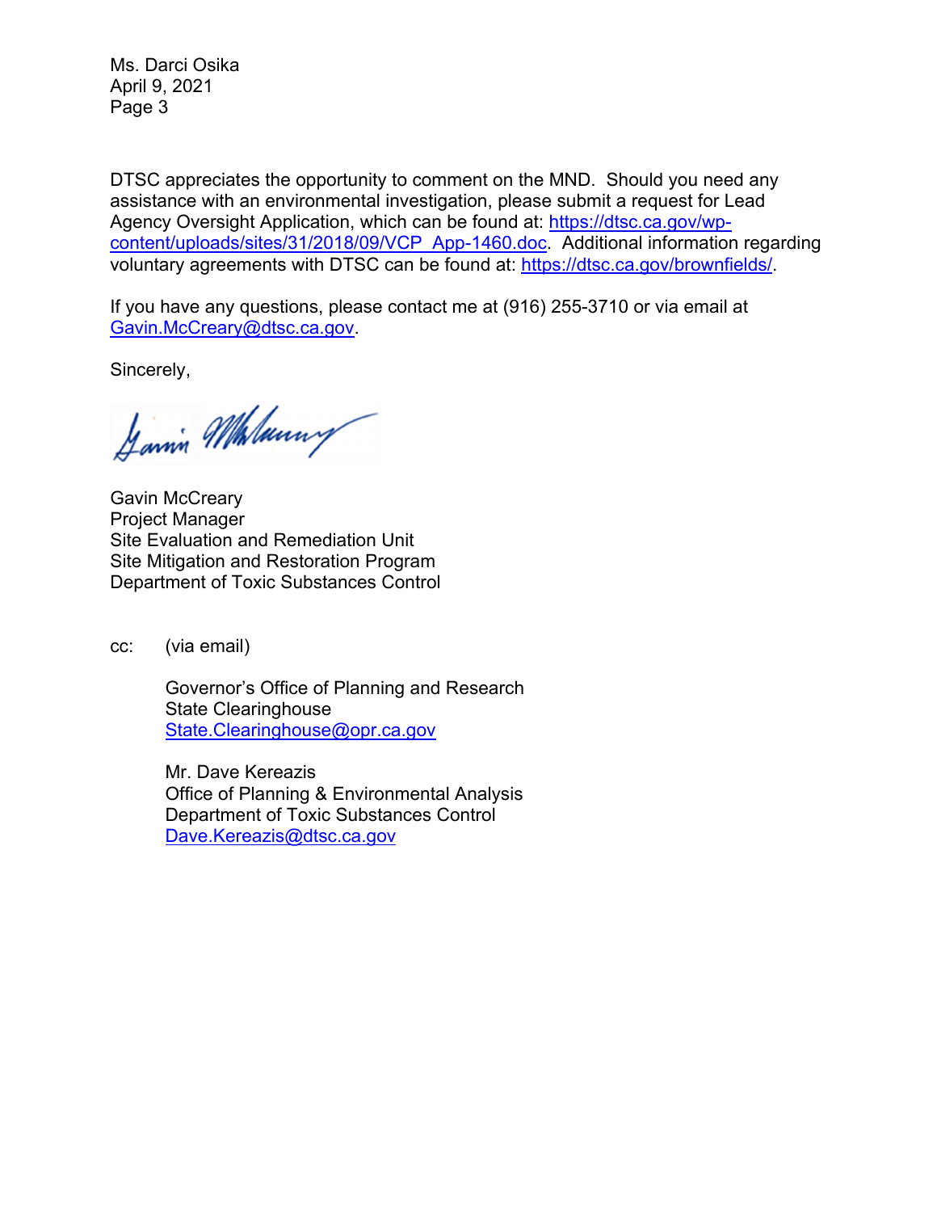DTSC appreciates the opportunity to comment on the MND. Should you need any assistance with an environmental investigation, please submit a request for Lead Agency Oversight Application, which can be found at: https://dtsc.ca.gov/wp-content/uploads/sites/31/2018/09/VCP_App-1460.doc. Additional information regarding voluntary agreements with DTSC can be found at: https://dtsc.ca.gov/brownfields/.

If you have any questions, please contact me at (916) 255-3710 or via email at Gavin.McCreary@dtsc.ca.gov.

Sincerely,

Gavin McCreary
Project Manager
Site Evaluation and Remediation Unit
Site Mitigation and Restoration Program
Department of Toxic Substances Control

cc: (via email)

Governor's Office of Planning and Research
State Clearinghouse
State.Clearinghouse@opr.ca.gov

Mr. Dave Kereazis
Office of Planning & Environmental Analysis
Department of Toxic Substances Control
Dave.Kereazis@dtsc.ca.gov